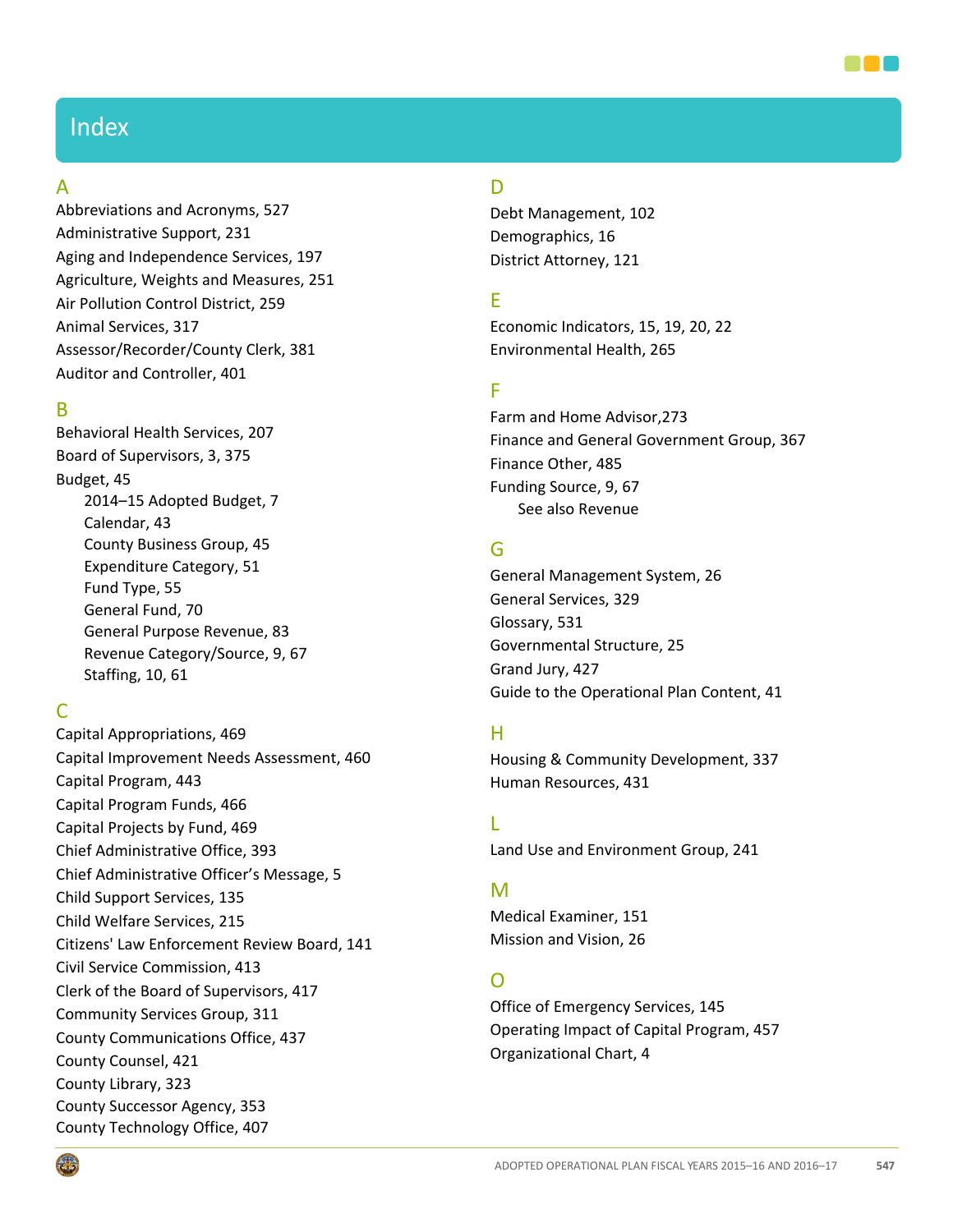# Index

## A

Abbreviations and Acronyms, 527
Administrative Support, 231
Aging and Independence Services, 197
Agriculture, Weights and Measures, 251
Air Pollution Control District, 259
Animal Services, 317
Assessor/Recorder/County Clerk, 381
Auditor and Controller, 401

## B

Behavioral Health Services, 207
Board of Supervisors, 3, 375
Budget, 45
- 2014–15 Adopted Budget, 7
- Calendar, 43
- County Business Group, 45
- Expenditure Category, 51
- Fund Type, 55
- General Fund, 70
- General Purpose Revenue, 83
- Revenue Category/Source, 9, 67
- Staffing, 10, 61

## C

Capital Appropriations, 469
Capital Improvement Needs Assessment, 460
Capital Program, 443
Capital Program Funds, 466
Capital Projects by Fund, 469
Chief Administrative Office, 393
Chief Administrative Officer's Message, 5
Child Support Services, 135
Child Welfare Services, 215
Citizens' Law Enforcement Review Board, 141
Civil Service Commission, 413
Clerk of the Board of Supervisors, 417
Community Services Group, 311
County Communications Office, 437
County Counsel, 421
County Library, 323
County Successor Agency, 353
County Technology Office, 407

## D

Debt Management, 102
Demographics, 16
District Attorney, 121

## E

Economic Indicators, 15, 19, 20, 22
Environmental Health, 265

## F

Farm and Home Advisor,273
Finance and General Government Group, 367
Finance Other, 485
Funding Source, 9, 67
- See also Revenue

## G

General Management System, 26
General Services, 329
Glossary, 531
Governmental Structure, 25
Grand Jury, 427
Guide to the Operational Plan Content, 41

## H

Housing & Community Development, 337
Human Resources, 431

## L

Land Use and Environment Group, 241

## M

Medical Examiner, 151
Mission and Vision, 26

## O

Office of Emergency Services, 145
Operating Impact of Capital Program, 457
Organizational Chart, 4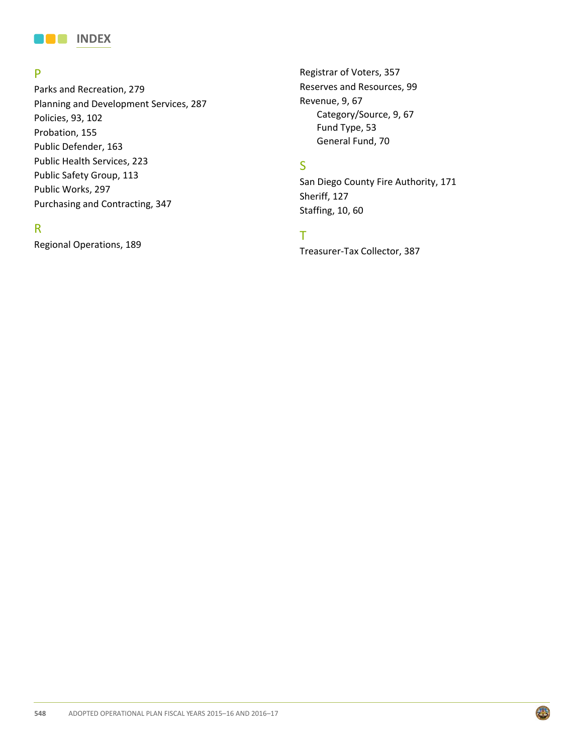# INDEX

## P

Parks and Recreation, 279
Planning and Development Services, 287
Policies, 93, 102
Probation, 155
Public Defender, 163
Public Health Services, 223
Public Safety Group, 113
Public Works, 297
Purchasing and Contracting, 347

## R

Regional Operations, 189
Registrar of Voters, 357
Reserves and Resources, 99
Revenue, 9, 67
- Category/Source, 9, 67
- Fund Type, 53
- General Fund, 70

## S

San Diego County Fire Authority, 171
Sheriff, 127
Staffing, 10, 60

## T

Treasurer-Tax Collector, 387